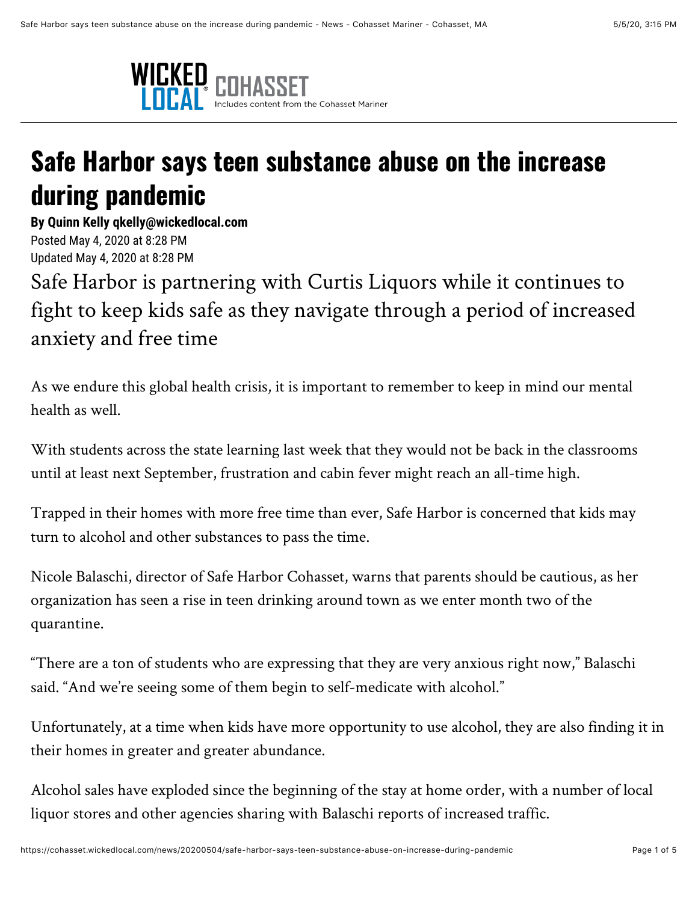WICKED LOCAL COHASSET
Includes content from the Cohasset Mariner

# Safe Harbor says teen substance abuse on the increase during pandemic

**By Quinn Kelly qkelly@wickedlocal.com**

Posted May 4, 2020 at 8:28 PM
Updated May 4, 2020 at 8:28 PM

## Safe Harbor is partnering with Curtis Liquors while it continues to fight to keep kids safe as they navigate through a period of increased anxiety and free time

As we endure this global health crisis, it is important to remember to keep in mind our mental health as well.

With students across the state learning last week that they would not be back in the classrooms until at least next September, frustration and cabin fever might reach an all-time high.

Trapped in their homes with more free time than ever, Safe Harbor is concerned that kids may turn to alcohol and other substances to pass the time.

Nicole Balaschi, director of Safe Harbor Cohasset, warns that parents should be cautious, as her organization has seen a rise in teen drinking around town as we enter month two of the quarantine.

"There are a ton of students who are expressing that they are very anxious right now," Balaschi said. "And we're seeing some of them begin to self-medicate with alcohol."

Unfortunately, at a time when kids have more opportunity to use alcohol, they are also finding it in their homes in greater and greater abundance.

Alcohol sales have exploded since the beginning of the stay at home order, with a number of local liquor stores and other agencies sharing with Balaschi reports of increased traffic.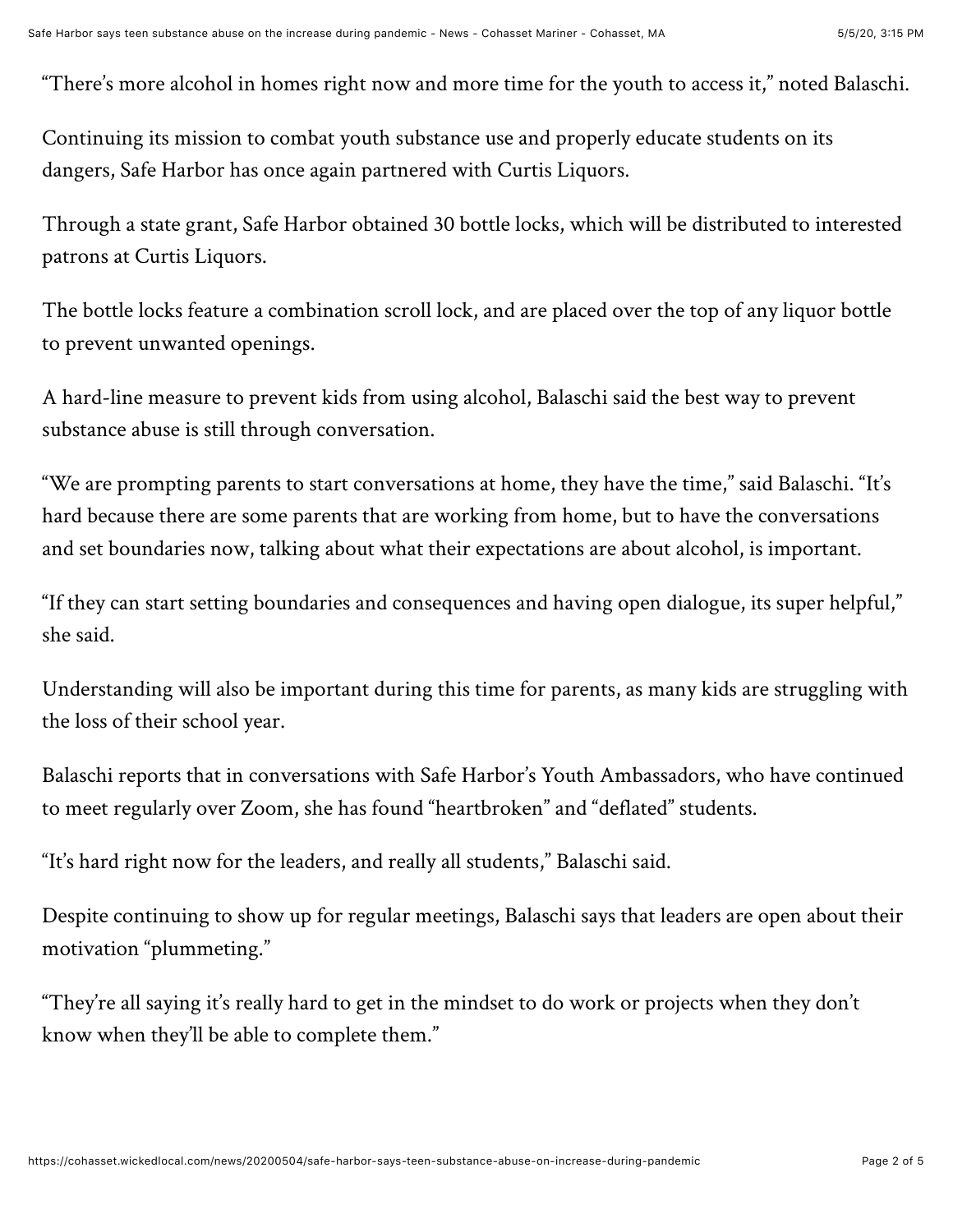“There’s more alcohol in homes right now and more time for the youth to access it,” noted Balaschi.

Continuing its mission to combat youth substance use and properly educate students on its dangers, Safe Harbor has once again partnered with Curtis Liquors.

Through a state grant, Safe Harbor obtained 30 bottle locks, which will be distributed to interested patrons at Curtis Liquors.

The bottle locks feature a combination scroll lock, and are placed over the top of any liquor bottle to prevent unwanted openings.

A hard-line measure to prevent kids from using alcohol, Balaschi said the best way to prevent substance abuse is still through conversation.

“We are prompting parents to start conversations at home, they have the time,” said Balaschi. “It’s hard because there are some parents that are working from home, but to have the conversations and set boundaries now, talking about what their expectations are about alcohol, is important.

“If they can start setting boundaries and consequences and having open dialogue, its super helpful,” she said.

Understanding will also be important during this time for parents, as many kids are struggling with the loss of their school year.

Balaschi reports that in conversations with Safe Harbor’s Youth Ambassadors, who have continued to meet regularly over Zoom, she has found “heartbroken” and “deflated” students.

“It’s hard right now for the leaders, and really all students,” Balaschi said.

Despite continuing to show up for regular meetings, Balaschi says that leaders are open about their motivation “plummeting.”

“They’re all saying it’s really hard to get in the mindset to do work or projects when they don’t know when they’ll be able to complete them.”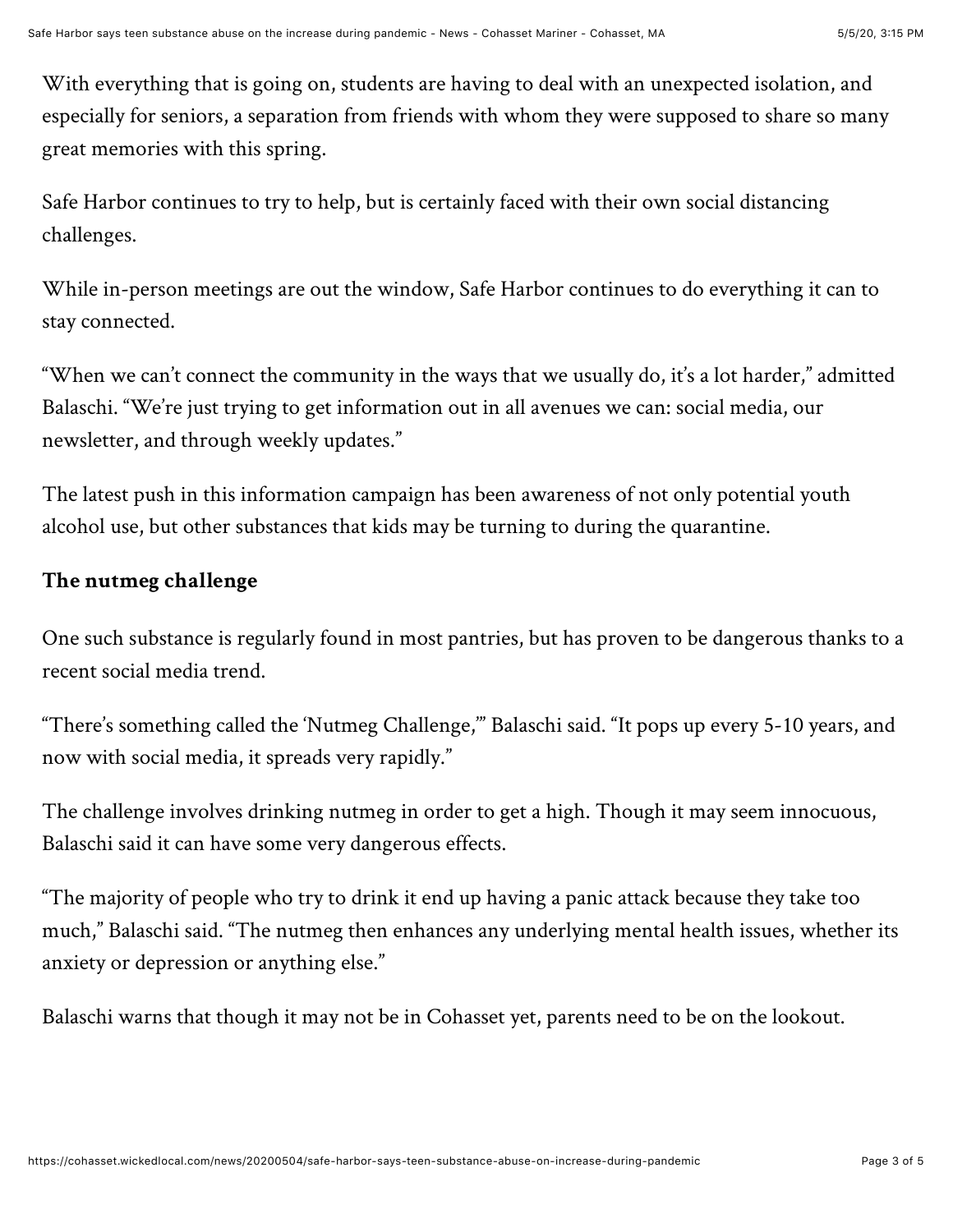With everything that is going on, students are having to deal with an unexpected isolation, and especially for seniors, a separation from friends with whom they were supposed to share so many great memories with this spring.

Safe Harbor continues to try to help, but is certainly faced with their own social distancing challenges.

While in-person meetings are out the window, Safe Harbor continues to do everything it can to stay connected.

"When we can't connect the community in the ways that we usually do, it's a lot harder," admitted Balaschi. "We're just trying to get information out in all avenues we can: social media, our newsletter, and through weekly updates."

The latest push in this information campaign has been awareness of not only potential youth alcohol use, but other substances that kids may be turning to during the quarantine.

**The nutmeg challenge**

One such substance is regularly found in most pantries, but has proven to be dangerous thanks to a recent social media trend.

"There's something called the 'Nutmeg Challenge,'" Balaschi said. "It pops up every 5-10 years, and now with social media, it spreads very rapidly."

The challenge involves drinking nutmeg in order to get a high. Though it may seem innocuous, Balaschi said it can have some very dangerous effects.

"The majority of people who try to drink it end up having a panic attack because they take too much," Balaschi said. "The nutmeg then enhances any underlying mental health issues, whether its anxiety or depression or anything else."

Balaschi warns that though it may not be in Cohasset yet, parents need to be on the lookout.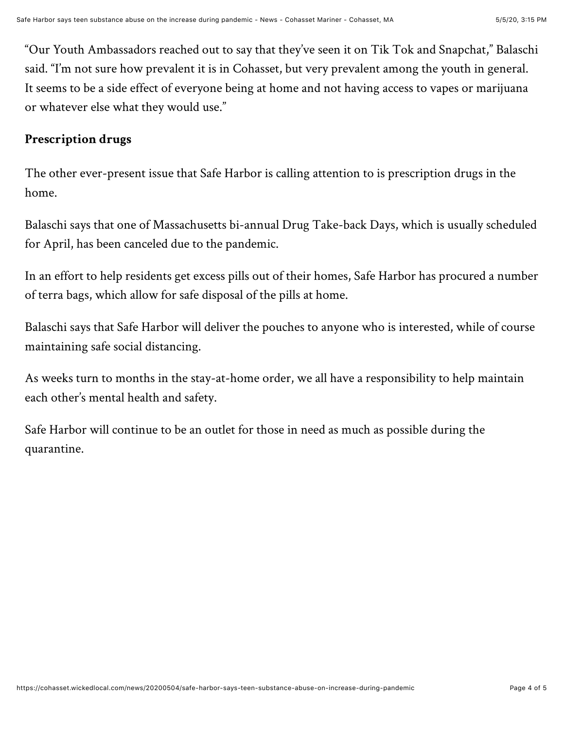"Our Youth Ambassadors reached out to say that they've seen it on Tik Tok and Snapchat," Balaschi said. "I'm not sure how prevalent it is in Cohasset, but very prevalent among the youth in general. It seems to be a side effect of everyone being at home and not having access to vapes or marijuana or whatever else what they would use."

**Prescription drugs**

The other ever-present issue that Safe Harbor is calling attention to is prescription drugs in the home.

Balaschi says that one of Massachusetts bi-annual Drug Take-back Days, which is usually scheduled for April, has been canceled due to the pandemic.

In an effort to help residents get excess pills out of their homes, Safe Harbor has procured a number of terra bags, which allow for safe disposal of the pills at home.

Balaschi says that Safe Harbor will deliver the pouches to anyone who is interested, while of course maintaining safe social distancing.

As weeks turn to months in the stay-at-home order, we all have a responsibility to help maintain each other's mental health and safety.

Safe Harbor will continue to be an outlet for those in need as much as possible during the quarantine.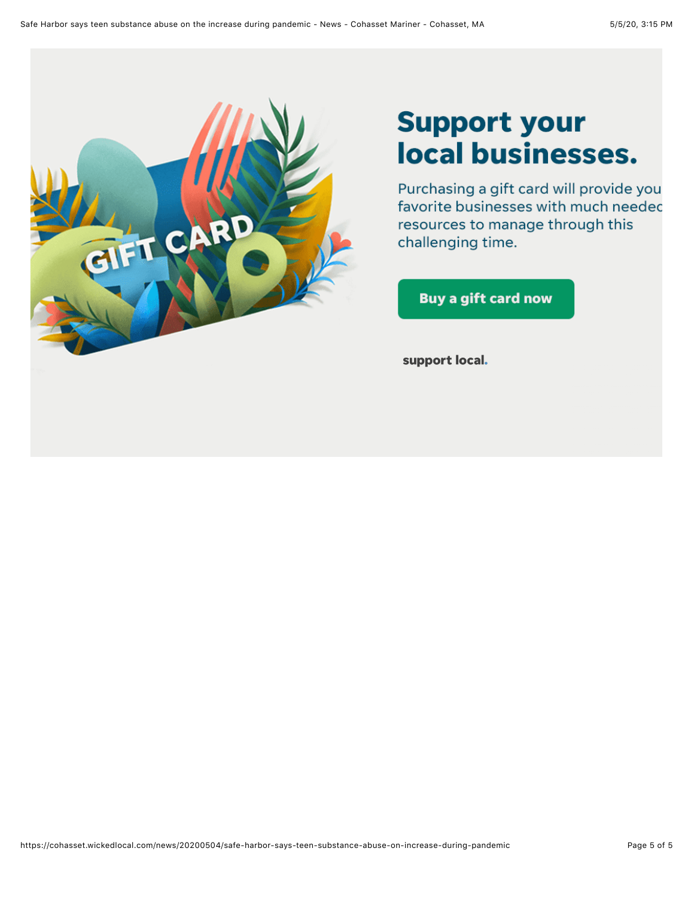# Support your local businesses.

Purchasing a gift card will provide you favorite businesses with much needec resources to manage through this challenging time.

Buy a gift card now

support local.